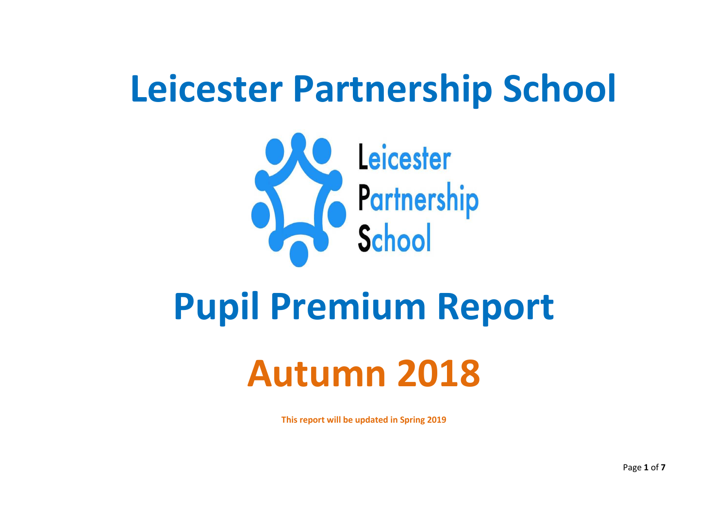# Leicester Partnership School

Leicester
Partnership
School

# Pupil Premium Report

# Autumn 2018

**This report will be updated in Spring 2019**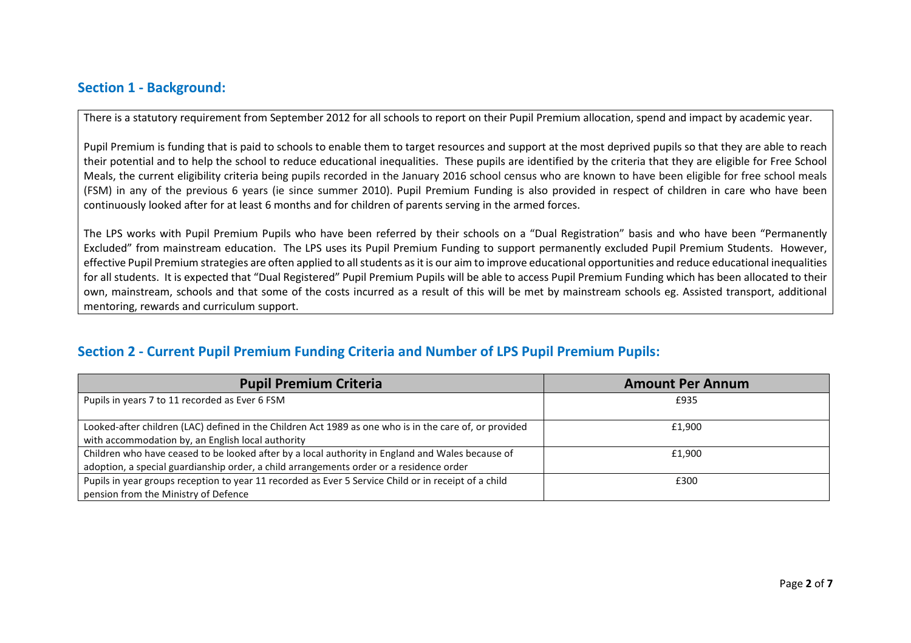## Section 1 - Background:

There is a statutory requirement from September 2012 for all schools to report on their Pupil Premium allocation, spend and impact by academic year.

Pupil Premium is funding that is paid to schools to enable them to target resources and support at the most deprived pupils so that they are able to reach their potential and to help the school to reduce educational inequalities. These pupils are identified by the criteria that they are eligible for Free School Meals, the current eligibility criteria being pupils recorded in the January 2016 school census who are known to have been eligible for free school meals (FSM) in any of the previous 6 years (ie since summer 2010). Pupil Premium Funding is also provided in respect of children in care who have been continuously looked after for at least 6 months and for children of parents serving in the armed forces.

The LPS works with Pupil Premium Pupils who have been referred by their schools on a "Dual Registration" basis and who have been "Permanently Excluded" from mainstream education. The LPS uses its Pupil Premium Funding to support permanently excluded Pupil Premium Students. However, effective Pupil Premium strategies are often applied to all students as it is our aim to improve educational opportunities and reduce educational inequalities for all students. It is expected that "Dual Registered" Pupil Premium Pupils will be able to access Pupil Premium Funding which has been allocated to their own, mainstream, schools and that some of the costs incurred as a result of this will be met by mainstream schools eg. Assisted transport, additional mentoring, rewards and curriculum support.

## Section 2 - Current Pupil Premium Funding Criteria and Number of LPS Pupil Premium Pupils:

| Pupil Premium Criteria | Amount Per Annum |
| --- | --- |
| Pupils in years 7 to 11 recorded as Ever 6 FSM | £935 |
| Looked-after children (LAC) defined in the Children Act 1989 as one who is in the care of, or provided with accommodation by, an English local authority | £1,900 |
| Children who have ceased to be looked after by a local authority in England and Wales because of adoption, a special guardianship order, a child arrangements order or a residence order | £1,900 |
| Pupils in year groups reception to year 11 recorded as Ever 5 Service Child or in receipt of a child pension from the Ministry of Defence | £300 |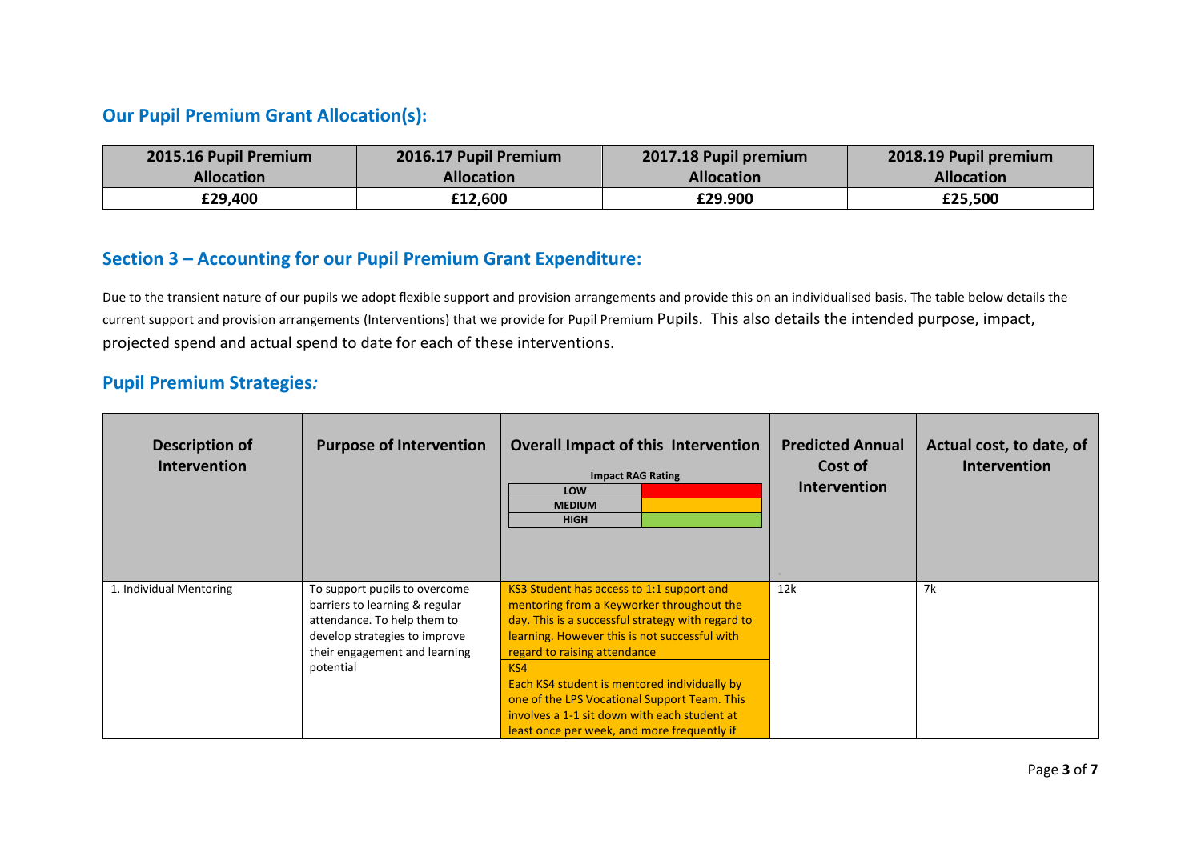## Our Pupil Premium Grant Allocation(s):

| 2015.16 Pupil Premium Allocation | 2016.17 Pupil Premium Allocation | 2017.18 Pupil premium Allocation | 2018.19 Pupil premium Allocation |
|---|---|---|---|
| £29,400 | £12,600 | £29.900 | £25,500 |

## Section 3 – Accounting for our Pupil Premium Grant Expenditure:

Due to the transient nature of our pupils we adopt flexible support and provision arrangements and provide this on an individualised basis. The table below details the current support and provision arrangements (Interventions) that we provide for Pupil Premium Pupils. This also details the intended purpose, impact, projected spend and actual spend to date for each of these interventions.

## Pupil Premium Strategies*:*

| Description of Intervention | Purpose of Intervention | Overall Impact of this Intervention<br><br>Impact RAG Rating<br>LOW<br>MEDIUM<br>HIGH | Predicted Annual Cost of Intervention | Actual cost, to date, of Intervention |
|---|---|---|---|---|
| 1. Individual Mentoring | To support pupils to overcome barriers to learning & regular attendance. To help them to develop strategies to improve their engagement and learning potential | KS3 Student has access to 1:1 support and mentoring from a Keyworker throughout the day. This is a successful strategy with regard to learning. However this is not successful with regard to raising attendance<br><br>KS4<br>Each KS4 student is mentored individually by one of the LPS Vocational Support Team. This involves a 1-1 sit down with each student at least once per week, and more frequently if | 12k | 7k |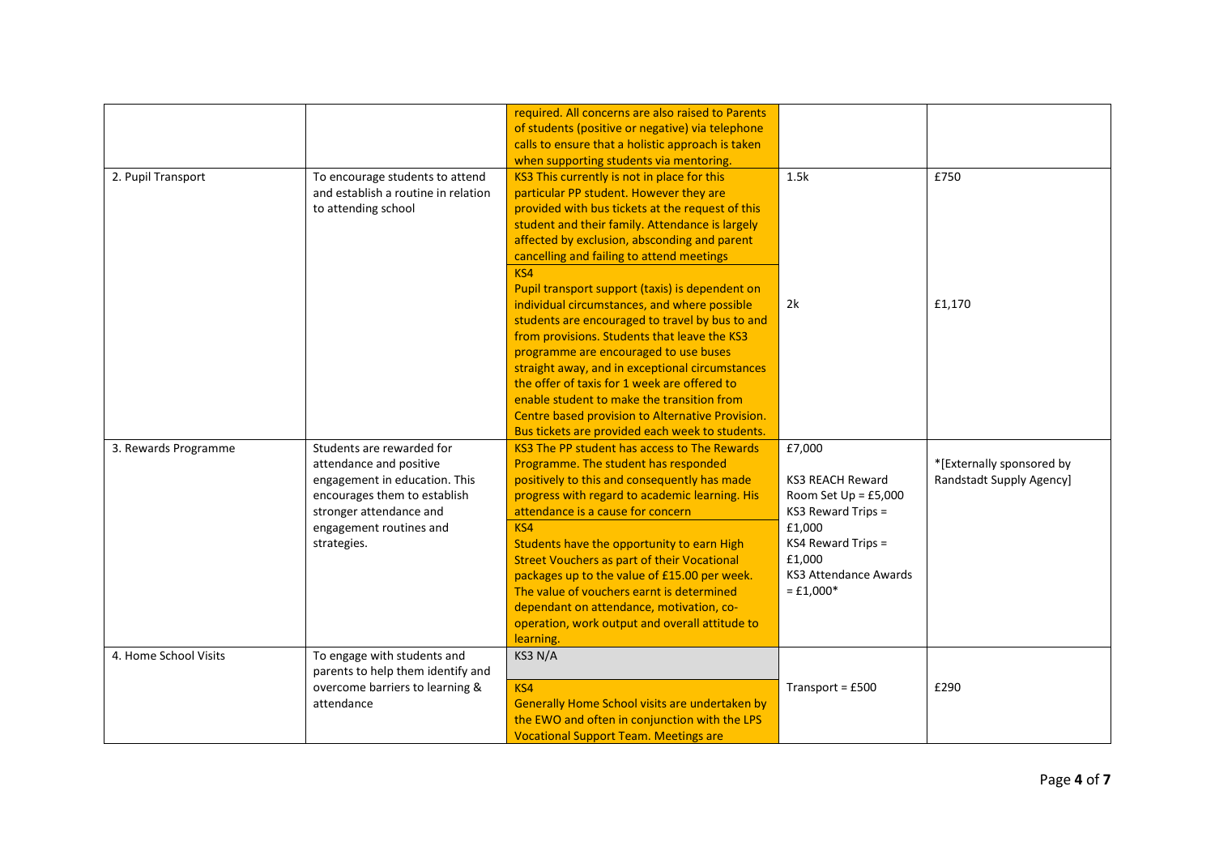| | | | | |
|---|---|---|---|---|
| | | required. All concerns are also raised to Parents of students (positive or negative) via telephone calls to ensure that a holistic approach is taken when supporting students via mentoring. | | |
| 2. Pupil Transport | To encourage students to attend and establish a routine in relation to attending school | KS3 This currently is not in place for this particular PP student. However they are provided with bus tickets at the request of this student and their family. Attendance is largely affected by exclusion, absconding and parent cancelling and failing to attend meetings | 1.5k | £750 |
| | | KS4<br>Pupil transport support (taxis) is dependent on individual circumstances, and where possible students are encouraged to travel by bus to and from provisions. Students that leave the KS3 programme are encouraged to use buses straight away, and in exceptional circumstances the offer of taxis for 1 week are offered to enable student to make the transition from Centre based provision to Alternative Provision. Bus tickets are provided each week to students. | 2k | £1,170 |
| 3. Rewards Programme | Students are rewarded for attendance and positive engagement in education. This encourages them to establish stronger attendance and engagement routines and strategies. | KS3 The PP student has access to The Rewards Programme. The student has responded positively to this and consequently has made progress with regard to academic learning. His attendance is a cause for concern<br>KS4<br>Students have the opportunity to earn High Street Vouchers as part of their Vocational packages up to the value of £15.00 per week. The value of vouchers earnt is determined dependant on attendance, motivation, co-operation, work output and overall attitude to learning. | £7,000<br><br>KS3 REACH Reward Room Set Up = £5,000<br>KS3 Reward Trips = £1,000<br>KS4 Reward Trips = £1,000<br>KS3 Attendance Awards = £1,000* | *[Externally sponsored by Randstadt Supply Agency] |
| 4. Home School Visits | To engage with students and parents to help them identify and overcome barriers to learning & attendance | KS3 N/A<br>KS4<br>Generally Home School visits are undertaken by the EWO and often in conjunction with the LPS Vocational Support Team. Meetings are | Transport = £500 | £290 |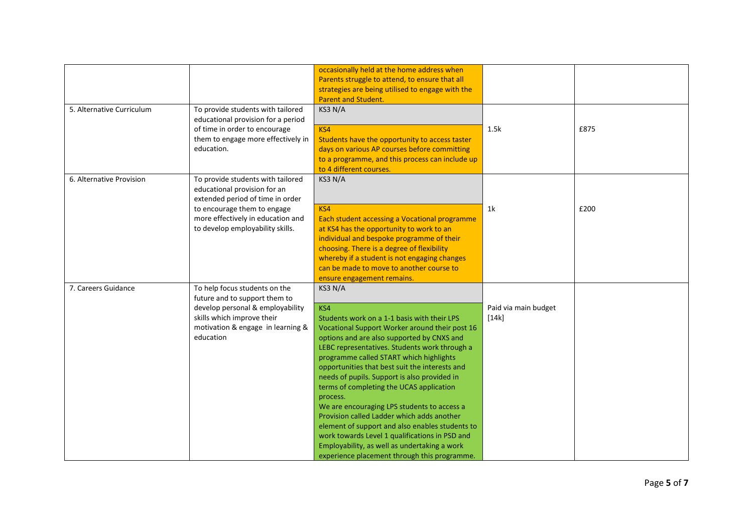|  |  |  |  |  |
|---|---|---|---|---|
|  |  | occasionally held at the home address when Parents struggle to attend, to ensure that all strategies are being utilised to engage with the Parent and Student. |  |  |
| 5. Alternative Curriculum | To provide students with tailored educational provision for a period of time in order to encourage them to engage more effectively in education. | KS3 N/A<br><br>KS4<br>Students have the opportunity to access taster days on various AP courses before committing to a programme, and this process can include up to 4 different courses. | 1.5k | £875 |
| 6. Alternative Provision | To provide students with tailored educational provision for an extended period of time in order to encourage them to engage more effectively in education and to develop employability skills. | KS3 N/A<br><br>KS4<br>Each student accessing a Vocational programme at KS4 has the opportunity to work to an individual and bespoke programme of their choosing. There is a degree of flexibility whereby if a student is not engaging changes can be made to move to another course to ensure engagement remains. | 1k | £200 |
| 7. Careers Guidance | To help focus students on the future and to support them to develop personal & employability skills which improve their motivation & engage in learning & education | KS3 N/A<br><br>KS4<br>Students work on a 1-1 basis with their LPS Vocational Support Worker around their post 16 options and are also supported by CNXS and LEBC representatives. Students work through a programme called START which highlights opportunities that best suit the interests and needs of pupils. Support is also provided in terms of completing the UCAS application process.<br>We are encouraging LPS students to access a Provision called Ladder which adds another element of support and also enables students to work towards Level 1 qualifications in PSD and Employability, as well as undertaking a work experience placement through this programme. | Paid via main budget [14k] |  |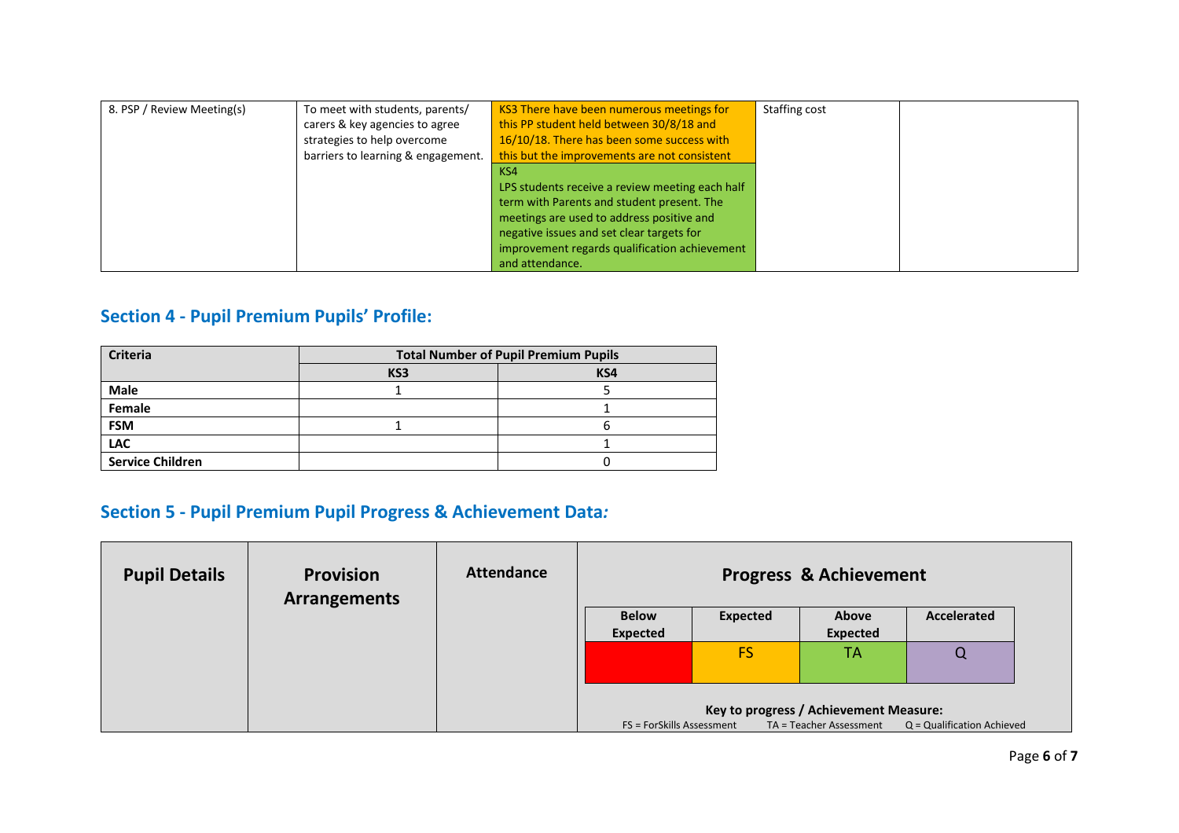| 8. PSP / Review Meeting(s) | To meet with students, parents/ carers & key agencies to agree strategies to help overcome barriers to learning & engagement. | KS3 There have been numerous meetings for this PP student held between 30/8/18 and 16/10/18. There has been some success with this but the improvements are not consistent<br>KS4<br>LPS students receive a review meeting each half term with Parents and student present. The meetings are used to address positive and negative issues and set clear targets for improvement regards qualification achievement and attendance. | Staffing cost | |
|---|---|---|---|---|

## Section 4 - Pupil Premium Pupils' Profile:

| Criteria | Total Number of Pupil Premium Pupils | |
|---|---|---|
| | KS3 | KS4 |
| **Male** | 1 | 5 |
| **Female** | | 1 |
| **FSM** | 1 | 6 |
| **LAC** | | 1 |
| **Service Children** | | 0 |

## Section 5 - Pupil Premium Pupil Progress & Achievement Data*:*

| Pupil Details | Provision Arrangements | Attendance | Progress & Achievement | | | |
|---|---|---|---|---|---|---|
| | | | Below Expected | Expected | Above Expected | Accelerated |
| | | | | FS | TA | Q |

**Key to progress / Achievement Measure:**
FS = ForSkills Assessment TA = Teacher Assessment Q = Qualification Achieved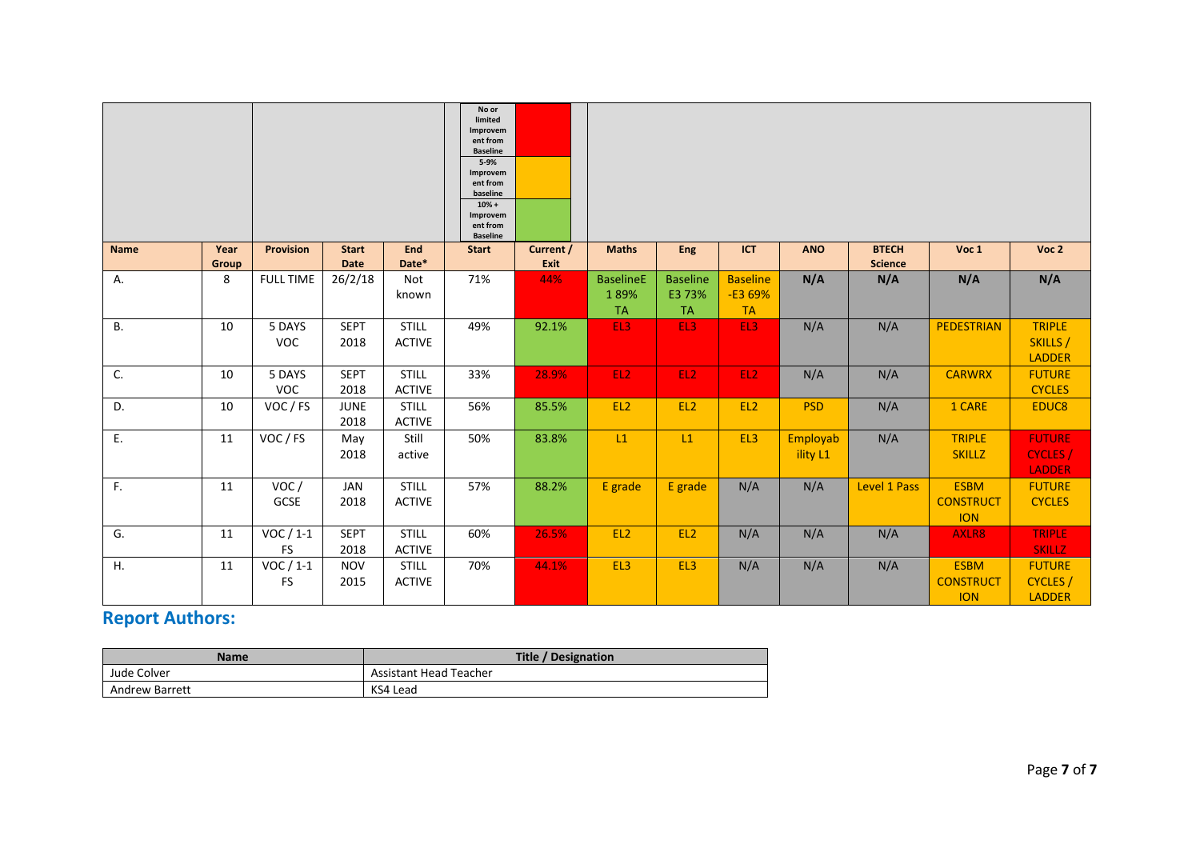| | | | | | | | | | | | | | |
|---|---|---|---|---|---|---|---|---|---|---|---|---|---|
| | | | | | No or limited Improvement from Baseline | | | | | | | | |
| | | | | | 5-9% Improvement from baseline | | | | | | | | |
| | | | | | 10% + Improvement from Baseline | | | | | | | | |
| **Name** | **Year Group** | **Provision** | **Start Date** | **End Date*** | **Start** | **Current / Exit** | **Maths** | **Eng** | **ICT** | **ANO** | **BTECH Science** | **Voc 1** | **Voc 2** |
| A. | 8 | FULL TIME | 26/2/18 | Not known | 71% | 44% | BaselineE 1 89% TA | Baseline E3 73% TA | Baseline -E3 69% TA | **N/A** | **N/A** | **N/A** | **N/A** |
| B. | 10 | 5 DAYS VOC | SEPT 2018 | STILL ACTIVE | 49% | 92.1% | EL3 | EL3 | EL3 | N/A | N/A | PEDESTRIAN | TRIPLE SKILLS / LADDER |
| C. | 10 | 5 DAYS VOC | SEPT 2018 | STILL ACTIVE | 33% | 28.9% | EL2 | EL2 | EL2 | N/A | N/A | CARWRX | FUTURE CYCLES |
| D. | 10 | VOC / FS | JUNE 2018 | STILL ACTIVE | 56% | 85.5% | EL2 | EL2 | EL2 | PSD | N/A | 1 CARE | EDUC8 |
| E. | 11 | VOC / FS | May 2018 | Still active | 50% | 83.8% | L1 | L1 | EL3 | Employability L1 | N/A | TRIPLE SKILLZ | FUTURE CYCLES / LADDER |
| F. | 11 | VOC / GCSE | JAN 2018 | STILL ACTIVE | 57% | 88.2% | E grade | E grade | N/A | N/A | Level 1 Pass | ESBM CONSTRUCTION | FUTURE CYCLES |
| G. | 11 | VOC / 1-1 FS | SEPT 2018 | STILL ACTIVE | 60% | 26.5% | EL2 | EL2 | N/A | N/A | N/A | AXLR8 | TRIPLE SKILLZ |
| H. | 11 | VOC / 1-1 FS | NOV 2015 | STILL ACTIVE | 70% | 44.1% | EL3 | EL3 | N/A | N/A | N/A | ESBM CONSTRUCTION | FUTURE CYCLES / LADDER |

## Report Authors:

| Name | Title / Designation |
|---|---|
| Jude Colver | Assistant Head Teacher |
| Andrew Barrett | KS4 Lead |